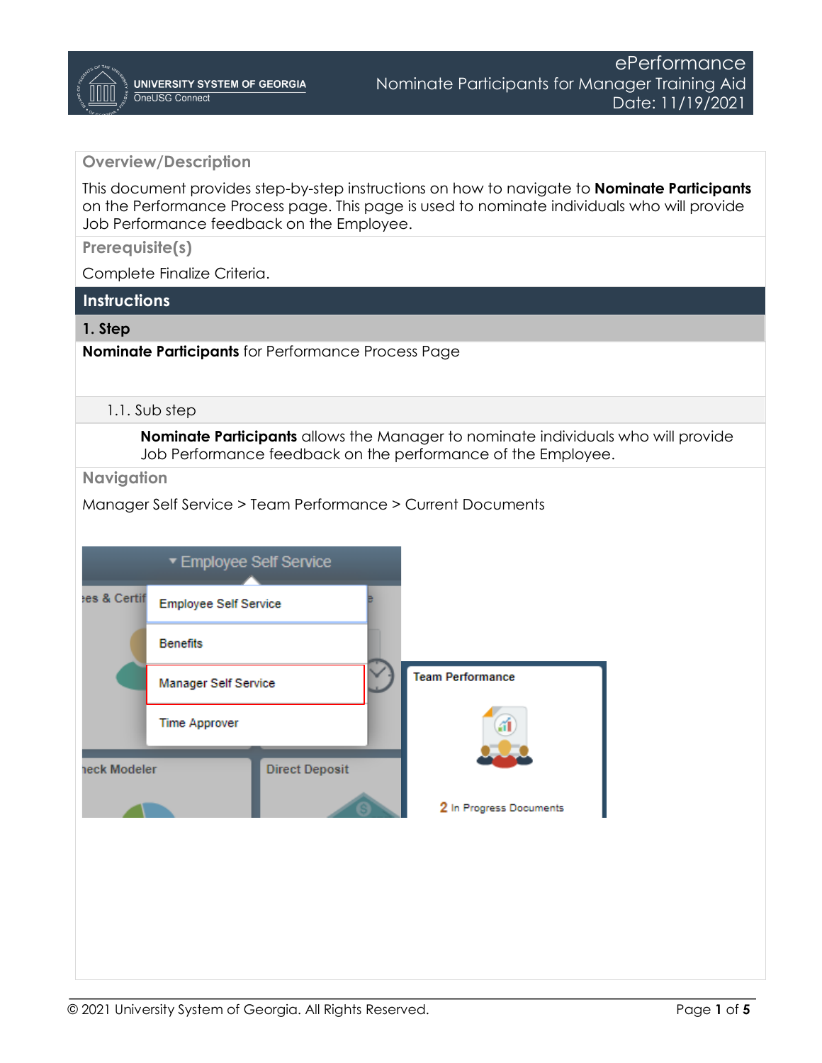## Overview/Description

This document provides step-by-step instructions on how to navigate to **Nominate Participants** on the Performance Process page. This page is used to nominate individuals who will provide Job Performance feedback on the Employee.

## Prerequisite(s)

Complete Finalize Criteria.

## Instructions

### 1. Step

**Nominate Participants** for Performance Process Page

#### 1.1. Sub step

**Nominate Participants** allows the Manager to nominate individuals who will provide Job Performance feedback on the performance of the Employee.

## Navigation

Manager Self Service > Team Performance > Current Documents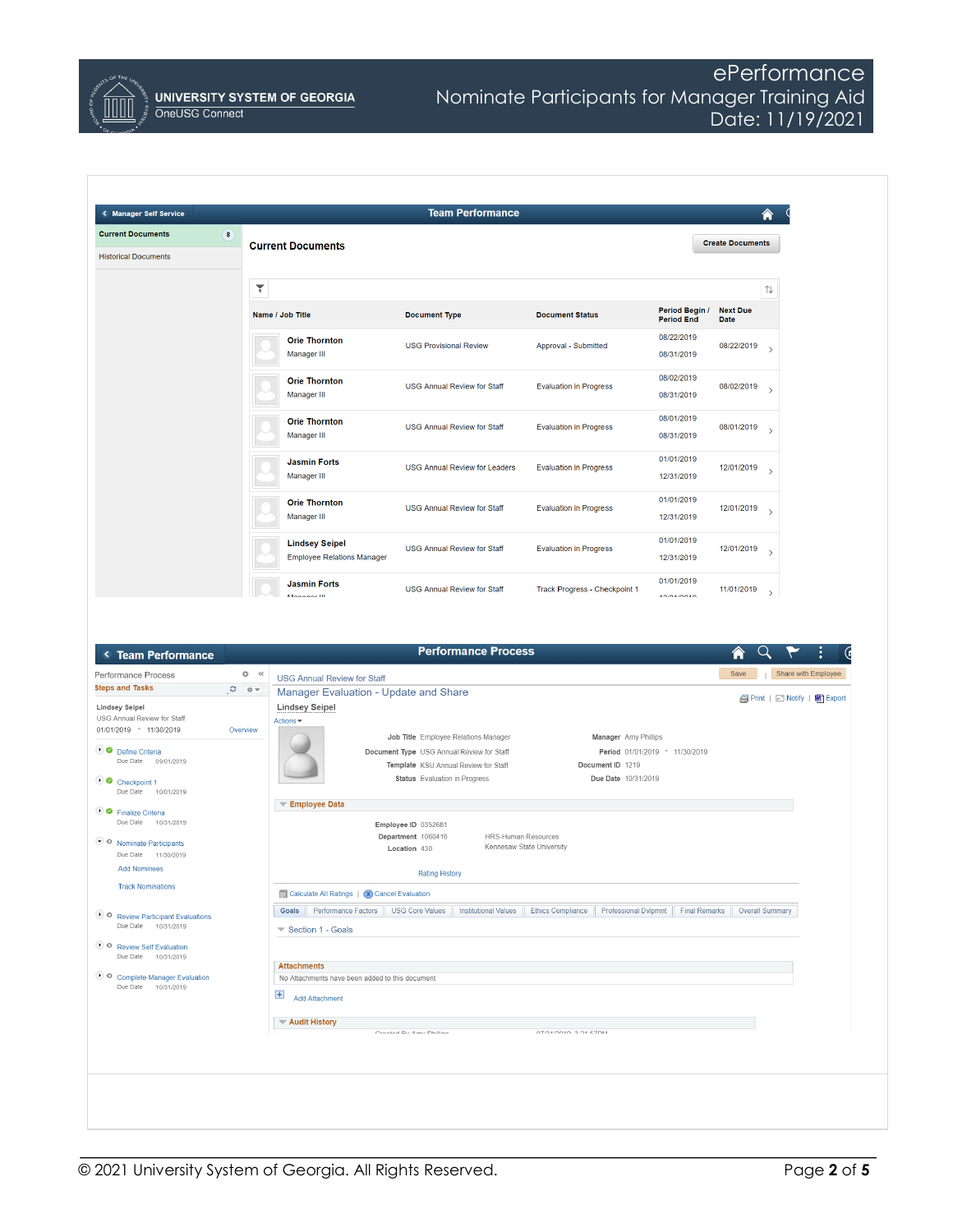Manager Self Service | Team Performance

- Current Documents (8)
- Historical Documents

## Current Documents

Create Documents

| Name / Job Title | Document Type | Document Status | Period Begin / Period End | Next Due Date |
| --- | --- | --- | --- | --- |
| Orie Thornton Manager III | USG Provisional Review | Approval - Submitted | 08/22/2019 08/31/2019 | 08/22/2019 |
| Orie Thornton Manager III | USG Annual Review for Staff | Evaluation in Progress | 08/02/2019 08/31/2019 | 08/02/2019 |
| Orie Thornton Manager III | USG Annual Review for Staff | Evaluation in Progress | 08/01/2019 08/31/2019 | 08/01/2019 |
| Jasmin Forts Manager III | USG Annual Review for Leaders | Evaluation in Progress | 01/01/2019 12/31/2019 | 12/01/2019 |
| Orie Thornton Manager III | USG Annual Review for Staff | Evaluation in Progress | 01/01/2019 12/31/2019 | 12/01/2019 |
| Lindsey Seipel Employee Relations Manager | USG Annual Review for Staff | Evaluation in Progress | 01/01/2019 12/31/2019 | 12/01/2019 |
| Jasmin Forts Manager III | USG Annual Review for Staff | Track Progress - Checkpoint 1 | 01/01/2019 | 11/01/2019 |

Team Performance | Performance Process

**Performance Process**

**Steps and Tasks**

Lindsey Seipel
USG Annual Review for Staff
01/01/2019 - 11/30/2019 Overview

- Define Criteria — Due Date 09/01/2019
- Checkpoint 1 — Due Date 10/01/2019
- Finalize Criteria — Due Date 10/31/2019
- Nominate Participants — Due Date 11/30/2019
  - Add Nominees
  - Track Nominations
- Review Participant Evaluations — Due Date 10/31/2019
- Review Self Evaluation — Due Date 10/31/2019
- Complete Manager Evaluation — Due Date 10/31/2019

USG Annual Review for Staff

Save | Share with Employee

### Manager Evaluation - Update and Share

Lindsey Seipel

Print | Notify | Export

Actions

| | | | |
| --- | --- | --- | --- |
| Job Title | Employee Relations Manager | Manager | Amy Phillips |
| Document Type | USG Annual Review for Staff | Period | 01/01/2019 - 11/30/2019 |
| Template | KSU Annual Review for Staff | Document ID | 1219 |
| Status | Evaluation in Progress | Due Date | 10/31/2019 |

**Employee Data**

Employee ID 0352681
Department 1060416 HRS-Human Resources
Location 430 Kennesaw State University

Rating History

Calculate All Ratings | Cancel Evaluation

Goals | Performance Factors | USG Core Values | Institutional Values | Ethics Compliance | Professional Dvlpmnt | Final Remarks | Overall Summary

Section 1 - Goals

**Attachments**

No Attachments have been added to this document

Add Attachment

**Audit History**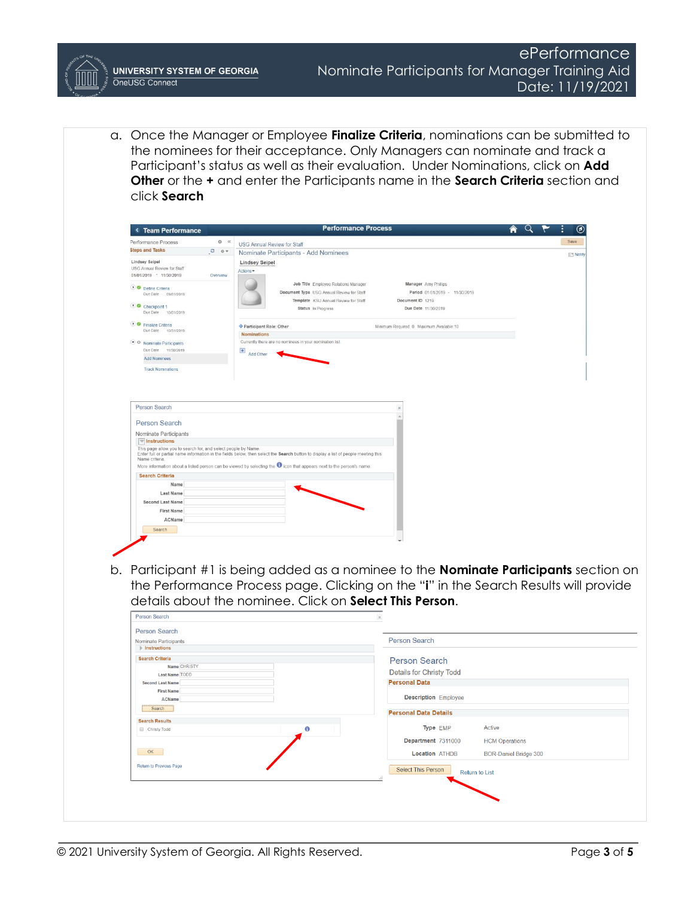a. Once the Manager or Employee **Finalize Criteria**, nominations can be submitted to the nominees for their acceptance. Only Managers can nominate and track a Participant's status as well as their evaluation. Under Nominations, click on **Add Other** or the **+** and enter the Participants name in the **Search Criteria** section and click **Search**

b. Participant #1 is being added as a nominee to the **Nominate Participants** section on the Performance Process page. Clicking on the "**i**" in the Search Results will provide details about the nominee. Click on **Select This Person**.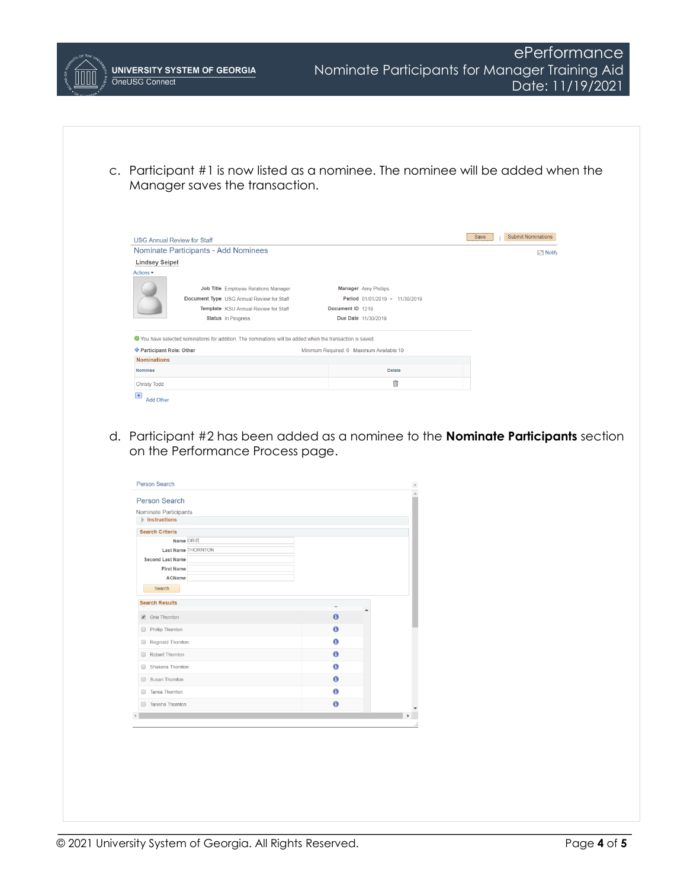c. Participant #1 is now listed as a nominee. The nominee will be added when the Manager saves the transaction.

USG Annual Review for Staff

Nominate Participants - Add Nominees

Save | Submit Nominations

Notify

Lindsey Seipel

Actions

| | | | |
|---|---|---|---|
| **Job Title** | Employee Relations Manager | **Manager** | Amy Phillips |
| **Document Type** | USG Annual Review for Staff | **Period** | 01/01/2019 - 11/30/2019 |
| **Template** | KSU Annual Review for Staff | **Document ID** | 1219 |
| **Status** | In Progress | **Due Date** | 11/30/2019 |

You have selected nominations for addition. The nominations will be added when the transaction is saved.

**Participant Role: Other** Minimum Required: 0 Maximum Available:10

**Nominations**

| Nominee | Delete |
|---|---|
| Christy Todd | |

Add Other

d. Participant #2 has been added as a nominee to the **Nominate Participants** section on the Performance Process page.

Person Search

Person Search

Nominate Participants

Instructions

**Search Criteria**

| | |
|---|---|
| Name | ORIE |
| Last Name | THORNTON |
| Second Last Name | |
| First Name | |
| ACName | |

Search

**Search Results**

| | |
|---|---|
| ☑ | Orie Thornton |
| ☐ | Phillip Thornton |
| ☐ | Reginald Thornton |
| ☐ | Robert Thornton |
| ☐ | Shakena Thornton |
| ☐ | Susan Thornton |
| ☐ | Tamia Thornton |
| ☐ | Tanisha Thornton |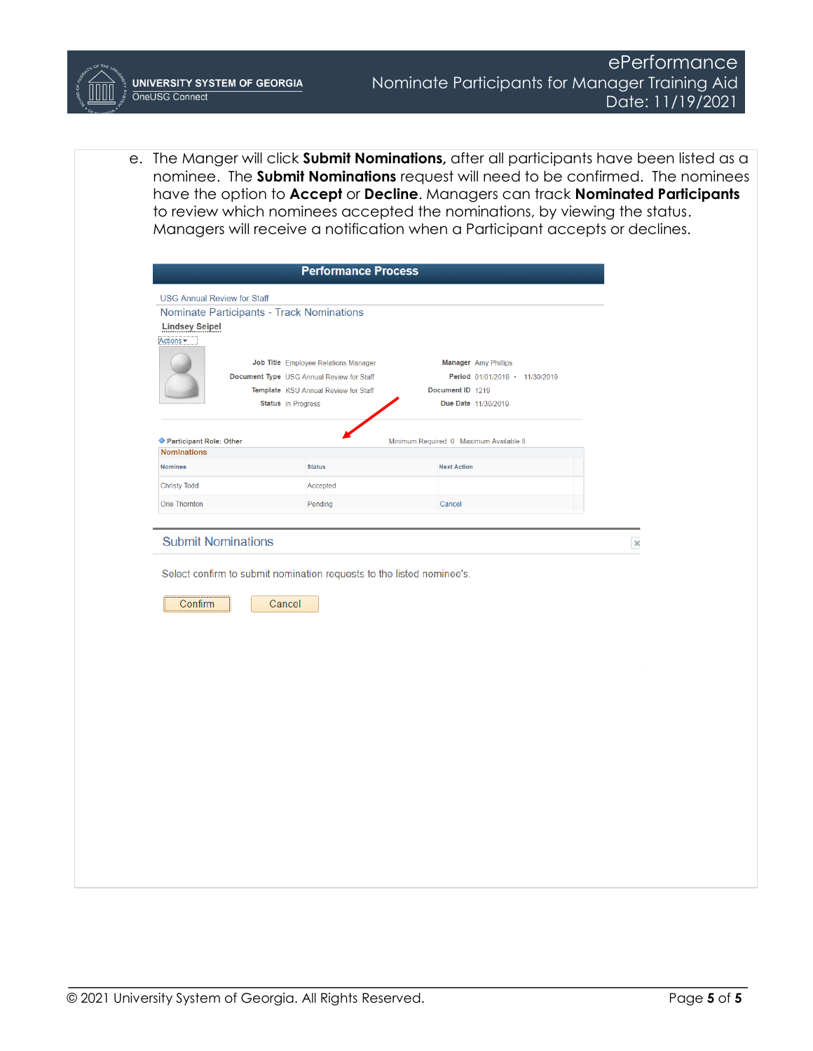e. The Manger will click **Submit Nominations,** after all participants have been listed as a nominee. The **Submit Nominations** request will need to be confirmed. The nominees have the option to **Accept** or **Decline**. Managers can track **Nominated Participants** to review which nominees accepted the nominations, by viewing the status. Managers will receive a notification when a Participant accepts or declines.

**Performance Process**

USG Annual Review for Staff

Nominate Participants - Track Nominations

Lindsey Seipel

Actions

Job Title Employee Relations Manager
Document Type USG Annual Review for Staff
Template KSU Annual Review for Staff
Status In Progress

Manager Amy Phillips
Period 01/01/2019 - 11/30/2019
Document ID 1219
Due Date 11/30/2019

Participant Role: Other

Minimum Required: 0 Maximum Available: 8

Nominations

| Nominee | Status | Next Action |
|---|---|---|
| Christy Todd | Accepted | |
| Orie Thornton | Pending | Cancel |

Submit Nominations

Select confirm to submit nomination requests to the listed nominee's.

Confirm Cancel